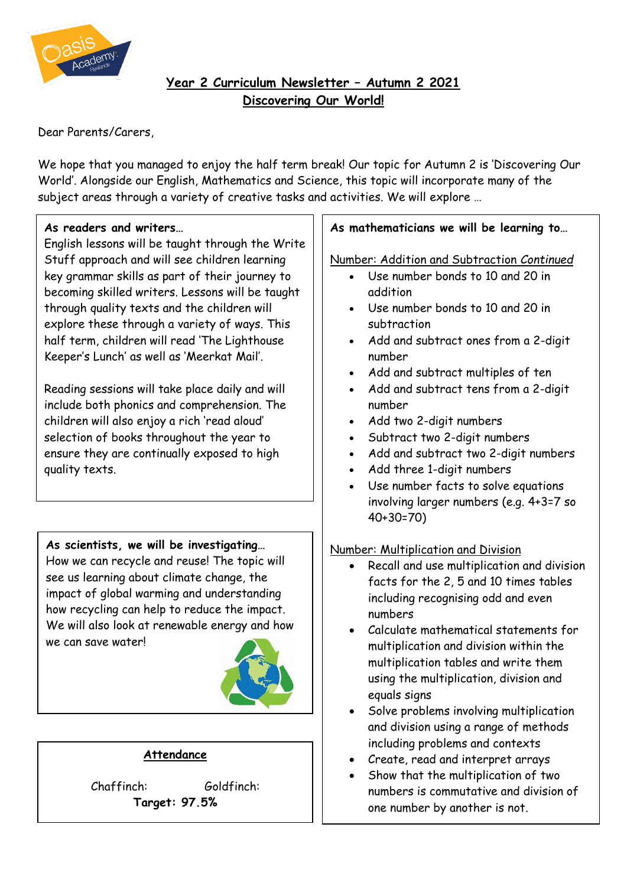# Year 2 Curriculum Newsletter – Autumn 2 2021

## Discovering Our World!

Dear Parents/Carers,

We hope that you managed to enjoy the half term break! Our topic for Autumn 2 is 'Discovering Our World'. Alongside our English, Mathematics and Science, this topic will incorporate many of the subject areas through a variety of creative tasks and activities. We will explore …

**As readers and writers…**

English lessons will be taught through the Write Stuff approach and will see children learning key grammar skills as part of their journey to becoming skilled writers. Lessons will be taught through quality texts and the children will explore these through a variety of ways. This half term, children will read 'The Lighthouse Keeper's Lunch' as well as 'Meerkat Mail'.

Reading sessions will take place daily and will include both phonics and comprehension. The children will also enjoy a rich 'read aloud' selection of books throughout the year to ensure they are continually exposed to high quality texts.

**As scientists, we will be investigating…**

How we can recycle and reuse! The topic will see us learning about climate change, the impact of global warming and understanding how recycling can help to reduce the impact. We will also look at renewable energy and how we can save water!

**Attendance**

Chaffinch: Goldfinch:

**Target: 97.5%**

**As mathematicians we will be learning to…**

Number: Addition and Subtraction *Continued*

- Use number bonds to 10 and 20 in addition
- Use number bonds to 10 and 20 in subtraction
- Add and subtract ones from a 2-digit number
- Add and subtract multiples of ten
- Add and subtract tens from a 2-digit number
- Add two 2-digit numbers
- Subtract two 2-digit numbers
- Add and subtract two 2-digit numbers
- Add three 1-digit numbers
- Use number facts to solve equations involving larger numbers (e.g. 4+3=7 so 40+30=70)

Number: Multiplication and Division

- Recall and use multiplication and division facts for the 2, 5 and 10 times tables including recognising odd and even numbers
- Calculate mathematical statements for multiplication and division within the multiplication tables and write them using the multiplication, division and equals signs
- Solve problems involving multiplication and division using a range of methods including problems and contexts
- Create, read and interpret arrays
- Show that the multiplication of two numbers is commutative and division of one number by another is not.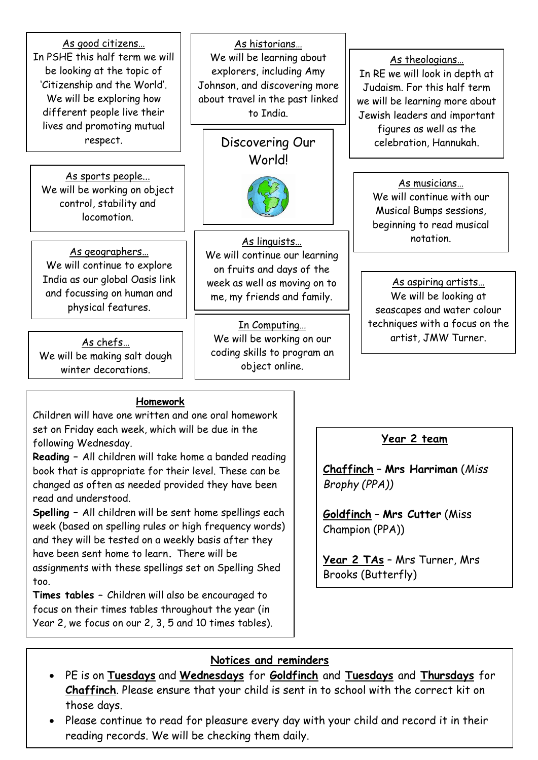## Discovering Our World!

As good citizens…
In PSHE this half term we will be looking at the topic of 'Citizenship and the World'. We will be exploring how different people live their lives and promoting mutual respect.

As historians…
We will be learning about explorers, including Amy Johnson, and discovering more about travel in the past linked to India.

As theologians…
In RE we will look in depth at Judaism. For this half term we will be learning more about Jewish leaders and important figures as well as the celebration, Hannukah.

As sports people...
We will be working on object control, stability and locomotion.

As musicians…
We will continue with our Musical Bumps sessions, beginning to read musical notation.

As geographers…
We will continue to explore India as our global Oasis link and focussing on human and physical features.

As linguists…
We will continue our learning on fruits and days of the week as well as moving on to me, my friends and family.

As aspiring artists…
We will be looking at seascapes and water colour techniques with a focus on the artist, JMW Turner.

As chefs…
We will be making salt dough winter decorations.

In Computing…
We will be working on our coding skills to program an object online.

### Homework

Children will have one written and one oral homework set on Friday each week, which will be due in the following Wednesday.

**Reading –** All children will take home a banded reading book that is appropriate for their level. These can be changed as often as needed provided they have been read and understood.

**Spelling –** All children will be sent home spellings each week (based on spelling rules or high frequency words) and they will be tested on a weekly basis after they have been sent home to learn. There will be assignments with these spellings set on Spelling Shed too.

**Times tables –** Children will also be encouraged to focus on their times tables throughout the year (in Year 2, we focus on our 2, 3, 5 and 10 times tables).

### Year 2 team

**Chaffinch** – **Mrs Harriman** (*Miss Brophy (PPA)*)

**Goldfinch** – **Mrs Cutter** (Miss Champion (PPA))

**Year 2 TAs** – Mrs Turner, Mrs Brooks (Butterfly)

### Notices and reminders

- PE is on **Tuesdays** and **Wednesdays** for **Goldfinch** and **Tuesdays** and **Thursdays** for **Chaffinch**. Please ensure that your child is sent in to school with the correct kit on those days.
- Please continue to read for pleasure every day with your child and record it in their reading records. We will be checking them daily.